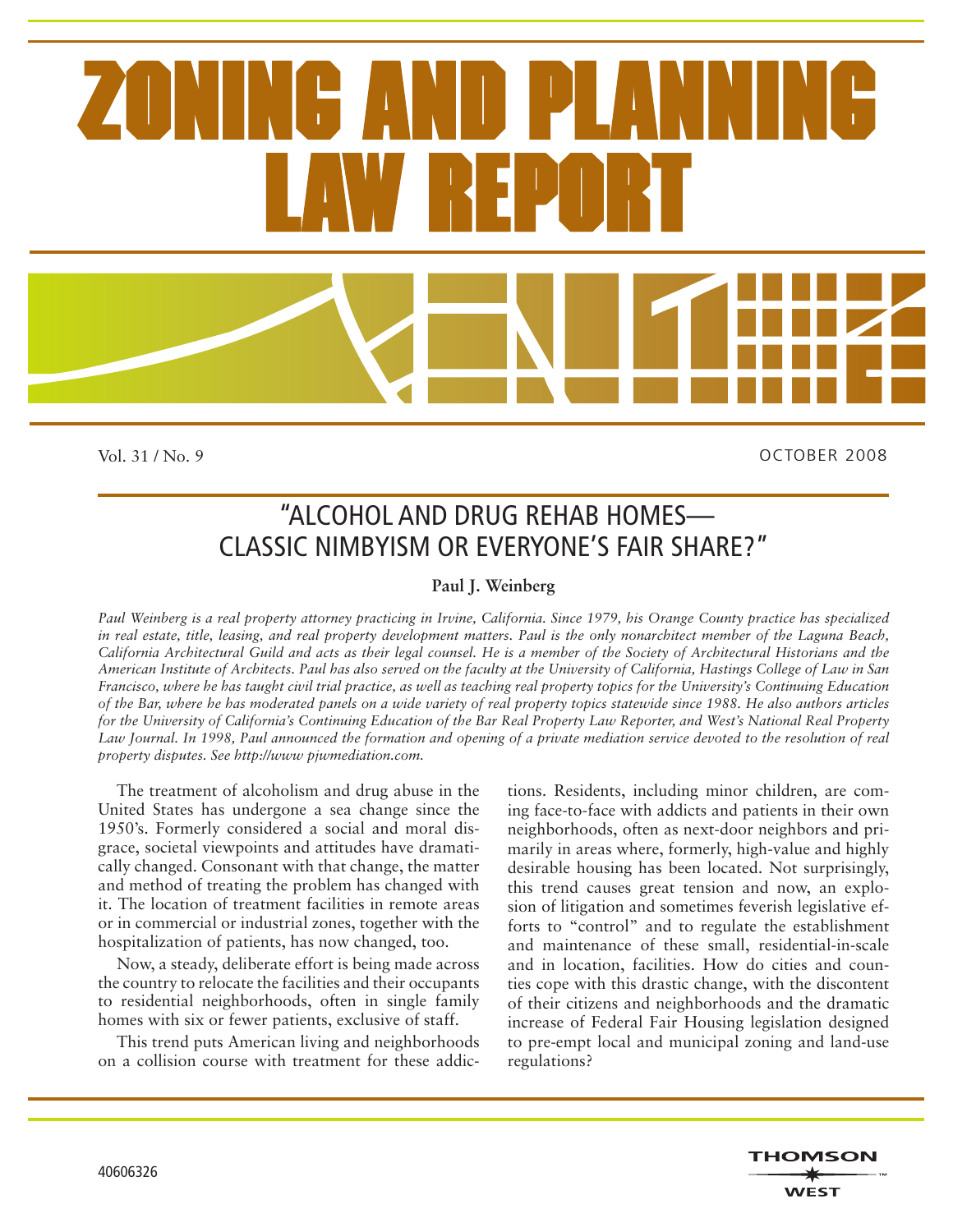# ZONING AND PLANNING LAW REPORT

Vol. 31 / No. 9 OCTOBER 2008

## "ALCOHOL AND DRUG REHAB HOMES— CLASSIC NIMBYISM OR EVERYONE'S FAIR SHARE?"

**Paul J. Weinberg**

*Paul Weinberg is a real property attorney practicing in Irvine, California. Since 1979, his Orange County practice has specialized in real estate, title, leasing, and real property development matters. Paul is the only nonarchitect member of the Laguna Beach, California Architectural Guild and acts as their legal counsel. He is a member of the Society of Architectural Historians and the American Institute of Architects. Paul has also served on the faculty at the University of California, Hastings College of Law in San Francisco, where he has taught civil trial practice, as well as teaching real property topics for the University's Continuing Education of the Bar, where he has moderated panels on a wide variety of real property topics statewide since 1988. He also authors articles for the University of California's Continuing Education of the Bar Real Property Law Reporter, and West's National Real Property Law Journal. In 1998, Paul announced the formation and opening of a private mediation service devoted to the resolution of real property disputes. See http://www pjwmediation.com.*

The treatment of alcoholism and drug abuse in the United States has undergone a sea change since the 1950's. Formerly considered a social and moral disgrace, societal viewpoints and attitudes have dramatically changed. Consonant with that change, the matter and method of treating the problem has changed with it. The location of treatment facilities in remote areas or in commercial or industrial zones, together with the hospitalization of patients, has now changed, too.

Now, a steady, deliberate effort is being made across the country to relocate the facilities and their occupants to residential neighborhoods, often in single family homes with six or fewer patients, exclusive of staff.

This trend puts American living and neighborhoods on a collision course with treatment for these addictions. Residents, including minor children, are coming face-to-face with addicts and patients in their own neighborhoods, often as next-door neighbors and primarily in areas where, formerly, high-value and highly desirable housing has been located. Not surprisingly, this trend causes great tension and now, an explosion of litigation and sometimes feverish legislative efforts to "control" and to regulate the establishment and maintenance of these small, residential-in-scale and in location, facilities. How do cities and counties cope with this drastic change, with the discontent of their citizens and neighborhoods and the dramatic increase of Federal Fair Housing legislation designed to pre-empt local and municipal zoning and land-use regulations?

40606326

THOMSON WEST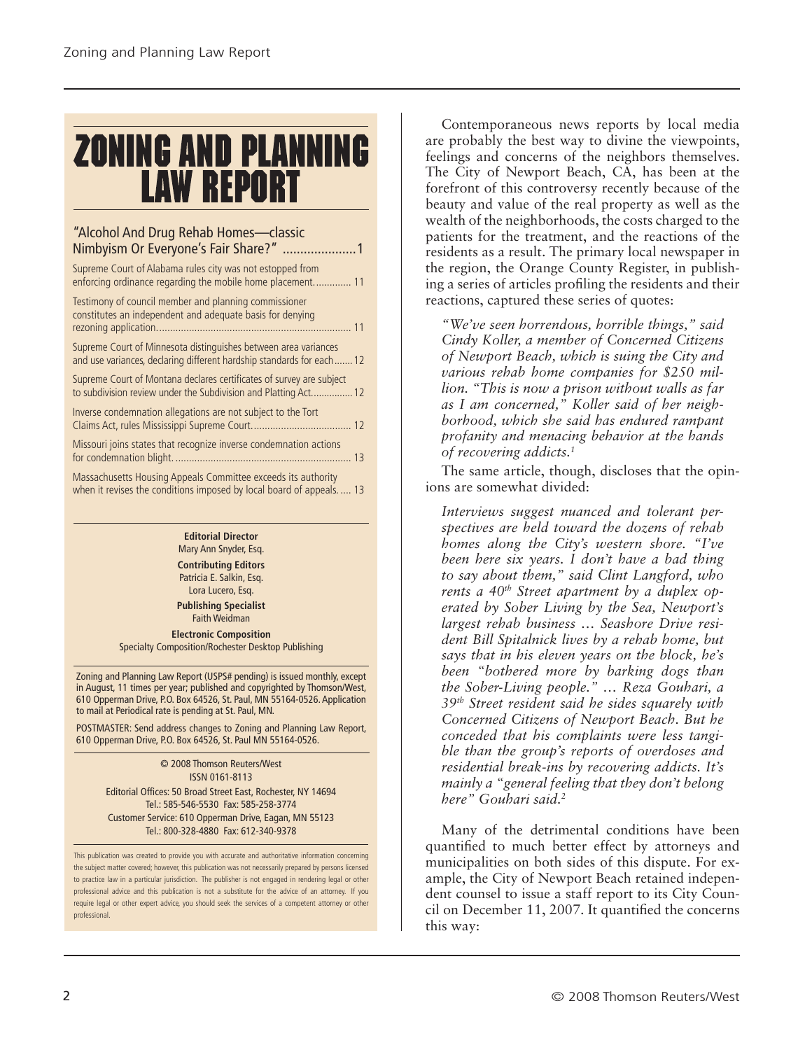# ZONING AND PLANNING LAW REPORT

"Alcohol And Drug Rehab Homes—classic Nimbyism Or Everyone's Fair Share?" ..................... 1

Supreme Court of Alabama rules city was not estopped from enforcing ordinance regarding the mobile home placement.............. 11

Testimony of council member and planning commissioner constitutes an independent and adequate basis for denying rezoning application......................................................................... 11

Supreme Court of Minnesota distinguishes between area variances and use variances, declaring different hardship standards for each....... 12

Supreme Court of Montana declares certificates of survey are subject to subdivision review under the Subdivision and Platting Act................ 12

Inverse condemnation allegations are not subject to the Tort Claims Act, rules Mississippi Supreme Court..................................... 12

Missouri joins states that recognize inverse condemnation actions for condemnation blight.................................................................. 13

Massachusetts Housing Appeals Committee exceeds its authority when it revises the conditions imposed by local board of appeals. .... 13

**Editorial Director**
Mary Ann Snyder, Esq.

**Contributing Editors**
Patricia E. Salkin, Esq.
Lora Lucero, Esq.

**Publishing Specialist**
Faith Weidman

**Electronic Composition**
Specialty Composition/Rochester Desktop Publishing

Zoning and Planning Law Report (USPS# pending) is issued monthly, except in August, 11 times per year; published and copyrighted by Thomson/West, 610 Opperman Drive, P.O. Box 64526, St. Paul, MN 55164-0526. Application to mail at Periodical rate is pending at St. Paul, MN.

POSTMASTER: Send address changes to Zoning and Planning Law Report, 610 Opperman Drive, P.O. Box 64526, St. Paul MN 55164-0526.

© 2008 Thomson Reuters/West
ISSN 0161-8113
Editorial Offices: 50 Broad Street East, Rochester, NY 14694
Tel.: 585-546-5530 Fax: 585-258-3774
Customer Service: 610 Opperman Drive, Eagan, MN 55123
Tel.: 800-328-4880 Fax: 612-340-9378

This publication was created to provide you with accurate and authoritative information concerning the subject matter covered; however, this publication was not necessarily prepared by persons licensed to practice law in a particular jurisdiction. The publisher is not engaged in rendering legal or other professional advice and this publication is not a substitute for the advice of an attorney. If you require legal or other expert advice, you should seek the services of a competent attorney or other professional.

Contemporaneous news reports by local media are probably the best way to divine the viewpoints, feelings and concerns of the neighbors themselves. The City of Newport Beach, CA, has been at the forefront of this controversy recently because of the beauty and value of the real property as well as the wealth of the neighborhoods, the costs charged to the patients for the treatment, and the reactions of the residents as a result. The primary local newspaper in the region, the Orange County Register, in publishing a series of articles profiling the residents and their reactions, captured these series of quotes:

> *"We've seen horrendous, horrible things," said Cindy Koller, a member of Concerned Citizens of Newport Beach, which is suing the City and various rehab home companies for $250 million. "This is now a prison without walls as far as I am concerned," Koller said of her neighborhood, which she said has endured rampant profanity and menacing behavior at the hands of recovering addicts.*[1]

The same article, though, discloses that the opinions are somewhat divided:

> *Interviews suggest nuanced and tolerant perspectives are held toward the dozens of rehab homes along the City's western shore. "I've been here six years. I don't have a bad thing to say about them," said Clint Langford, who rents a 40th Street apartment by a duplex operated by Sober Living by the Sea, Newport's largest rehab business … Seashore Drive resident Bill Spitalnick lives by a rehab home, but says that in his eleven years on the block, he's been "bothered more by barking dogs than the Sober-Living people." … Reza Gouhari, a 39th Street resident said he sides squarely with Concerned Citizens of Newport Beach. But he conceded that his complaints were less tangible than the group's reports of overdoses and residential break-ins by recovering addicts. It's mainly a "general feeling that they don't belong here" Gouhari said.*[2]

Many of the detrimental conditions have been quantified to much better effect by attorneys and municipalities on both sides of this dispute. For example, the City of Newport Beach retained independent counsel to issue a staff report to its City Council on December 11, 2007. It quantified the concerns this way: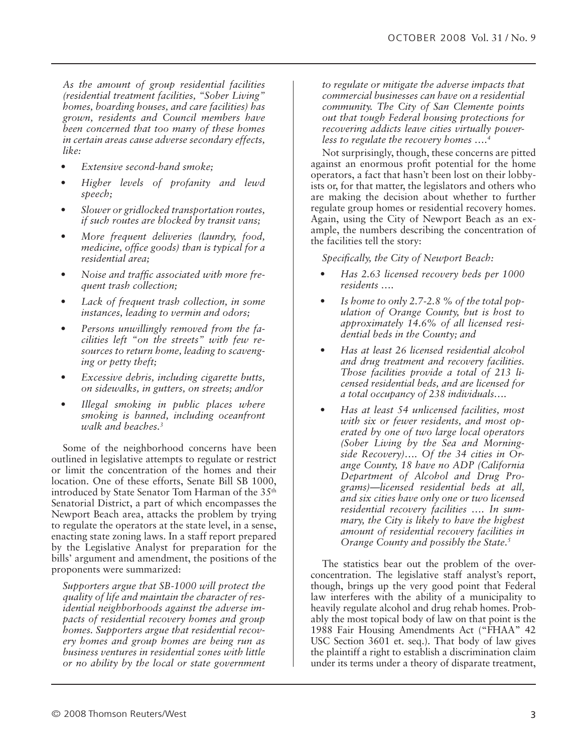*As the amount of group residential facilities (residential treatment facilities, "Sober Living" homes, boarding houses, and care facilities) has grown, residents and Council members have been concerned that too many of these homes in certain areas cause adverse secondary effects, like:*

- *Extensive second-hand smoke;*
- *Higher levels of profanity and lewd speech;*
- *Slower or gridlocked transportation routes, if such routes are blocked by transit vans;*
- *More frequent deliveries (laundry, food, medicine, office goods) than is typical for a residential area;*
- *Noise and traffic associated with more frequent trash collection;*
- *Lack of frequent trash collection, in some instances, leading to vermin and odors;*
- *Persons unwillingly removed from the facilities left "on the streets" with few resources to return home, leading to scavenging or petty theft;*
- *Excessive debris, including cigarette butts, on sidewalks, in gutters, on streets; and/or*
- *Illegal smoking in public places where smoking is banned, including oceanfront walk and beaches.*[3]

Some of the neighborhood concerns have been outlined in legislative attempts to regulate or restrict or limit the concentration of the homes and their location. One of these efforts, Senate Bill SB 1000, introduced by State Senator Tom Harman of the 35th Senatorial District, a part of which encompasses the Newport Beach area, attacks the problem by trying to regulate the operators at the state level, in a sense, enacting state zoning laws. In a staff report prepared by the Legislative Analyst for preparation for the bills' argument and amendment, the positions of the proponents were summarized:

*Supporters argue that SB-1000 will protect the quality of life and maintain the character of residential neighborhoods against the adverse impacts of residential recovery homes and group homes. Supporters argue that residential recovery homes and group homes are being run as business ventures in residential zones with little or no ability by the local or state government to regulate or mitigate the adverse impacts that commercial businesses can have on a residential community. The City of San Clemente points out that tough Federal housing protections for recovering addicts leave cities virtually powerless to regulate the recovery homes ….*[4]

Not surprisingly, though, these concerns are pitted against an enormous profit potential for the home operators, a fact that hasn't been lost on their lobbyists or, for that matter, the legislators and others who are making the decision about whether to further regulate group homes or residential recovery homes. Again, using the City of Newport Beach as an example, the numbers describing the concentration of the facilities tell the story:

*Specifically, the City of Newport Beach:*

- *Has 2.63 licensed recovery beds per 1000 residents ….*
- *Is home to only 2.7-2.8 % of the total population of Orange County, but is host to approximately 14.6% of all licensed residential beds in the County; and*
- *Has at least 26 licensed residential alcohol and drug treatment and recovery facilities. Those facilities provide a total of 213 licensed residential beds, and are licensed for a total occupancy of 238 individuals….*
- *Has at least 54 unlicensed facilities, most with six or fewer residents, and most operated by one of two large local operators (Sober Living by the Sea and Morningside Recovery)…. Of the 34 cities in Orange County, 18 have no ADP (California Department of Alcohol and Drug Programs)—licensed residential beds at all, and six cities have only one or two licensed residential recovery facilities …. In summary, the City is likely to have the highest amount of residential recovery facilities in Orange County and possibly the State.*[5]

The statistics bear out the problem of the over-concentration. The legislative staff analyst's report, though, brings up the very good point that Federal law interferes with the ability of a municipality to heavily regulate alcohol and drug rehab homes. Probably the most topical body of law on that point is the 1988 Fair Housing Amendments Act ("FHAA" 42 USC Section 3601 et. seq.). That body of law gives the plaintiff a right to establish a discrimination claim under its terms under a theory of disparate treatment,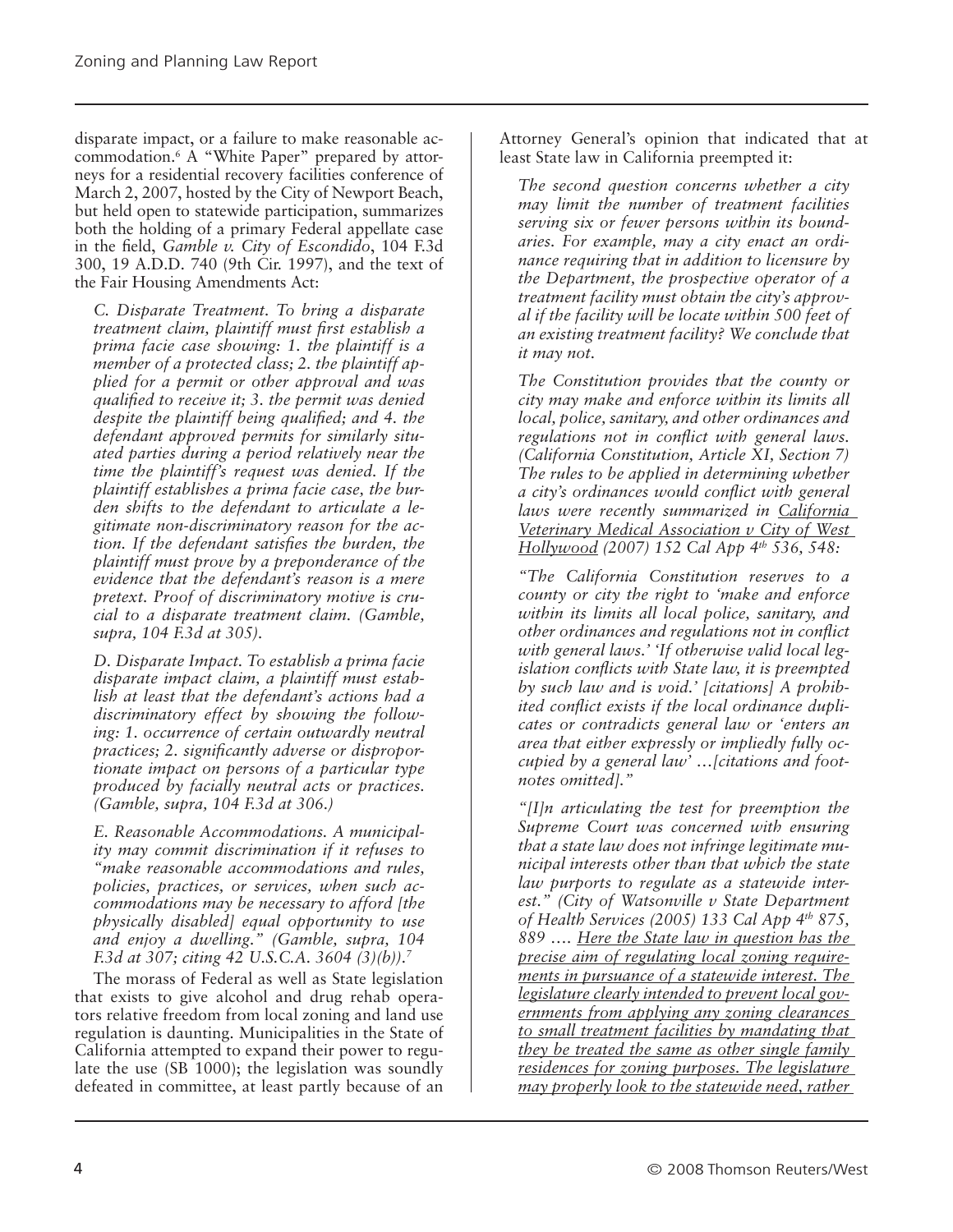disparate impact, or a failure to make reasonable accommodation.[6] A "White Paper" prepared by attorneys for a residential recovery facilities conference of March 2, 2007, hosted by the City of Newport Beach, but held open to statewide participation, summarizes both the holding of a primary Federal appellate case in the field, *Gamble v. City of Escondido*, 104 F.3d 300, 19 A.D.D. 740 (9th Cir. 1997), and the text of the Fair Housing Amendments Act:

> *C. Disparate Treatment. To bring a disparate treatment claim, plaintiff must first establish a prima facie case showing: 1. the plaintiff is a member of a protected class; 2. the plaintiff applied for a permit or other approval and was qualified to receive it; 3. the permit was denied despite the plaintiff being qualified; and 4. the defendant approved permits for similarly situated parties during a period relatively near the time the plaintiff's request was denied. If the plaintiff establishes a prima facie case, the burden shifts to the defendant to articulate a legitimate non-discriminatory reason for the action. If the defendant satisfies the burden, the plaintiff must prove by a preponderance of the evidence that the defendant's reason is a mere pretext. Proof of discriminatory motive is crucial to a disparate treatment claim. (Gamble, supra, 104 F.3d at 305).*
>
> *D. Disparate Impact. To establish a prima facie disparate impact claim, a plaintiff must establish at least that the defendant's actions had a discriminatory effect by showing the following: 1. occurrence of certain outwardly neutral practices; 2. significantly adverse or disproportionate impact on persons of a particular type produced by facially neutral acts or practices. (Gamble, supra, 104 F.3d at 306.)*
>
> *E. Reasonable Accommodations. A municipality may commit discrimination if it refuses to "make reasonable accommodations and rules, policies, practices, or services, when such accommodations may be necessary to afford [the physically disabled] equal opportunity to use and enjoy a dwelling." (Gamble, supra, 104 F.3d at 307; citing 42 U.S.C.A. 3604 (3)(b)).*[7]

The morass of Federal as well as State legislation that exists to give alcohol and drug rehab operators relative freedom from local zoning and land use regulation is daunting. Municipalities in the State of California attempted to expand their power to regulate the use (SB 1000); the legislation was soundly defeated in committee, at least partly because of an Attorney General's opinion that indicated that at least State law in California preempted it:

> *The second question concerns whether a city may limit the number of treatment facilities serving six or fewer persons within its boundaries. For example, may a city enact an ordinance requiring that in addition to licensure by the Department, the prospective operator of a treatment facility must obtain the city's approval if the facility will be locate within 500 feet of an existing treatment facility? We conclude that it may not.*
>
> *The Constitution provides that the county or city may make and enforce within its limits all local, police, sanitary, and other ordinances and regulations not in conflict with general laws. (California Constitution, Article XI, Section 7) The rules to be applied in determining whether a city's ordinances would conflict with general laws were recently summarized in <u>California Veterinary Medical Association v City of West Hollywood</u> (2007) 152 Cal App 4th 536, 548:*
>
> *"The California Constitution reserves to a county or city the right to 'make and enforce within its limits all local police, sanitary, and other ordinances and regulations not in conflict with general laws.' 'If otherwise valid local legislation conflicts with State law, it is preempted by such law and is void.' [citations] A prohibited conflict exists if the local ordinance duplicates or contradicts general law or 'enters an area that either expressly or impliedly fully occupied by a general law' …[citations and footnotes omitted]."*
>
> *"[I]n articulating the test for preemption the Supreme Court was concerned with ensuring that a state law does not infringe legitimate municipal interests other than that which the state law purports to regulate as a statewide interest." (City of Watsonville v State Department of Health Services (2005) 133 Cal App 4th 875, 889 …. <u>Here the State law in question has the precise aim of regulating local zoning requirements in pursuance of a statewide interest. The legislature clearly intended to prevent local governments from applying any zoning clearances to small treatment facilities by mandating that they be treated the same as other single family residences for zoning purposes. The legislature may properly look to the statewide need, rather</u>*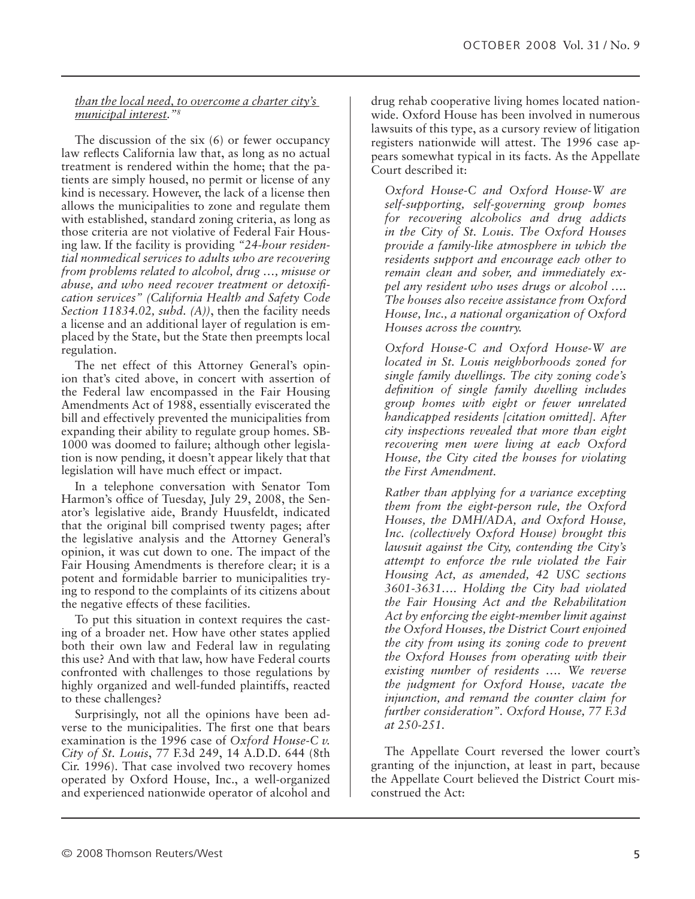*than the local need, to overcome a charter city's municipal interest."*[8]

The discussion of the six (6) or fewer occupancy law reflects California law that, as long as no actual treatment is rendered within the home; that the patients are simply housed, no permit or license of any kind is necessary. However, the lack of a license then allows the municipalities to zone and regulate them with established, standard zoning criteria, as long as those criteria are not violative of Federal Fair Housing law. If the facility is providing *"24-hour residential nonmedical services to adults who are recovering from problems related to alcohol, drug …, misuse or abuse, and who need recover treatment or detoxification services" (California Health and Safety Code Section 11834.02, subd. (A))*, then the facility needs a license and an additional layer of regulation is emplaced by the State, but the State then preempts local regulation.

The net effect of this Attorney General's opinion that's cited above, in concert with assertion of the Federal law encompassed in the Fair Housing Amendments Act of 1988, essentially eviscerated the bill and effectively prevented the municipalities from expanding their ability to regulate group homes. SB-1000 was doomed to failure; although other legislation is now pending, it doesn't appear likely that that legislation will have much effect or impact.

In a telephone conversation with Senator Tom Harmon's office of Tuesday, July 29, 2008, the Senator's legislative aide, Brandy Huusfeldt, indicated that the original bill comprised twenty pages; after the legislative analysis and the Attorney General's opinion, it was cut down to one. The impact of the Fair Housing Amendments is therefore clear; it is a potent and formidable barrier to municipalities trying to respond to the complaints of its citizens about the negative effects of these facilities.

To put this situation in context requires the casting of a broader net. How have other states applied both their own law and Federal law in regulating this use? And with that law, how have Federal courts confronted with challenges to those regulations by highly organized and well-funded plaintiffs, reacted to these challenges?

Surprisingly, not all the opinions have been adverse to the municipalities. The first one that bears examination is the 1996 case of *Oxford House-C v. City of St. Louis*, 77 F.3d 249, 14 A.D.D. 644 (8th Cir. 1996). That case involved two recovery homes operated by Oxford House, Inc., a well-organized and experienced nationwide operator of alcohol and drug rehab cooperative living homes located nationwide. Oxford House has been involved in numerous lawsuits of this type, as a cursory review of litigation registers nationwide will attest. The 1996 case appears somewhat typical in its facts. As the Appellate Court described it:

> *Oxford House-C and Oxford House-W are self-supporting, self-governing group homes for recovering alcoholics and drug addicts in the City of St. Louis. The Oxford Houses provide a family-like atmosphere in which the residents support and encourage each other to remain clean and sober, and immediately expel any resident who uses drugs or alcohol …. The houses also receive assistance from Oxford House, Inc., a national organization of Oxford Houses across the country.*
>
> *Oxford House-C and Oxford House-W are located in St. Louis neighborhoods zoned for single family dwellings. The city zoning code's definition of single family dwelling includes group homes with eight or fewer unrelated handicapped residents [citation omitted]. After city inspections revealed that more than eight recovering men were living at each Oxford House, the City cited the houses for violating the First Amendment.*
>
> *Rather than applying for a variance excepting them from the eight-person rule, the Oxford Houses, the DMH/ADA, and Oxford House, Inc. (collectively Oxford House) brought this lawsuit against the City, contending the City's attempt to enforce the rule violated the Fair Housing Act, as amended, 42 USC sections 3601-3631…. Holding the City had violated the Fair Housing Act and the Rehabilitation Act by enforcing the eight-member limit against the Oxford Houses, the District Court enjoined the city from using its zoning code to prevent the Oxford Houses from operating with their existing number of residents …. We reverse the judgment for Oxford House, vacate the injunction, and remand the counter claim for further consideration". Oxford House, 77 F.3d at 250-251.*

The Appellate Court reversed the lower court's granting of the injunction, at least in part, because the Appellate Court believed the District Court misconstrued the Act: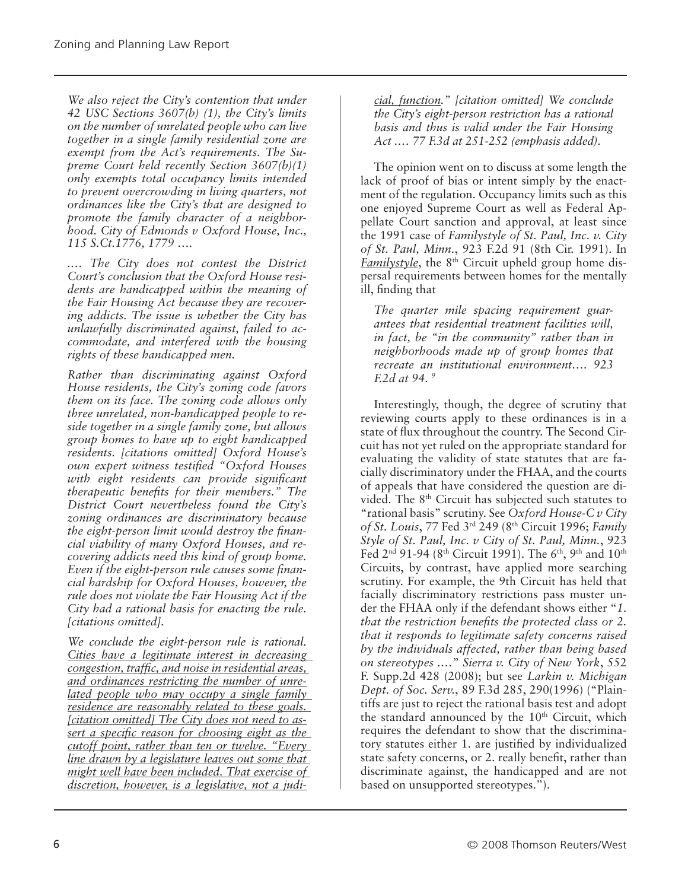*We also reject the City's contention that under 42 USC Sections 3607(b) (1), the City's limits on the number of unrelated people who can live together in a single family residential zone are exempt from the Act's requirements. The Supreme Court held recently Section 3607(b)(1) only exempts total occupancy limits intended to prevent overcrowding in living quarters, not ordinances like the City's that are designed to promote the family character of a neighborhood. City of Edmonds v Oxford House, Inc., 115 S.Ct.1776, 1779 ….*

*…. The City does not contest the District Court's conclusion that the Oxford House residents are handicapped within the meaning of the Fair Housing Act because they are recovering addicts. The issue is whether the City has unlawfully discriminated against, failed to accommodate, and interfered with the housing rights of these handicapped men.*

*Rather than discriminating against Oxford House residents, the City's zoning code favors them on its face. The zoning code allows only three unrelated, non-handicapped people to reside together in a single family zone, but allows group homes to have up to eight handicapped residents. [citations omitted] Oxford House's own expert witness testified "Oxford Houses with eight residents can provide significant therapeutic benefits for their members." The District Court nevertheless found the City's zoning ordinances are discriminatory because the eight-person limit would destroy the financial viability of many Oxford Houses, and recovering addicts need this kind of group home. Even if the eight-person rule causes some financial hardship for Oxford Houses, however, the rule does not violate the Fair Housing Act if the City had a rational basis for enacting the rule. [citations omitted].*

*We conclude the eight-person rule is rational. Cities have a legitimate interest in decreasing congestion, traffic, and noise in residential areas, and ordinances restricting the number of unrelated people who may occupy a single family residence are reasonably related to these goals. [citation omitted] The City does not need to assert a specific reason for choosing eight as the cutoff point, rather than ten or twelve. "Every line drawn by a legislature leaves out some that might well have been included. That exercise of discretion, however, is a legislative, not a judicial, function." [citation omitted] We conclude the City's eight-person restriction has a rational basis and thus is valid under the Fair Housing Act …. 77 F.3d at 251-252 (emphasis added).*

The opinion went on to discuss at some length the lack of proof of bias or intent simply by the enactment of the regulation. Occupancy limits such as this one enjoyed Supreme Court as well as Federal Appellate Court sanction and approval, at least since the 1991 case of *Familystyle of St. Paul, Inc. v. City of St. Paul, Minn.*, 923 F.2d 91 (8th Cir. 1991). In *Familystyle*, the 8th Circuit upheld group home dispersal requirements between homes for the mentally ill, finding that

*The quarter mile spacing requirement guarantees that residential treatment facilities will, in fact, be "in the community" rather than in neighborhoods made up of group homes that recreate an institutional environment…. 923 F.2d at 94.* [9]

Interestingly, though, the degree of scrutiny that reviewing courts apply to these ordinances is in a state of flux throughout the country. The Second Circuit has not yet ruled on the appropriate standard for evaluating the validity of state statutes that are facially discriminatory under the FHAA, and the courts of appeals that have considered the question are divided. The 8th Circuit has subjected such statutes to "rational basis" scrutiny. See *Oxford House-C v City of St. Louis*, 77 Fed 3rd 249 (8th Circuit 1996; *Family Style of St. Paul, Inc. v City of St. Paul, Minn.*, 923 Fed 2nd 91-94 (8th Circuit 1991). The 6th, 9th and 10th Circuits, by contrast, have applied more searching scrutiny. For example, the 9th Circuit has held that facially discriminatory restrictions pass muster under the FHAA only if the defendant shows either "*1. that the restriction benefits the protected class or 2. that it responds to legitimate safety concerns raised by the individuals affected, rather than being based on stereotypes ….*" *Sierra v. City of New York*, 552 F. Supp.2d 428 (2008); but see *Larkin v. Michigan Dept. of Soc. Serv.*, 89 F.3d 285, 290(1996) ("Plaintiffs are just to reject the rational basis test and adopt the standard announced by the 10th Circuit, which requires the defendant to show that the discriminatory statutes either 1. are justified by individualized state safety concerns, or 2. really benefit, rather than discriminate against, the handicapped and are not based on unsupported stereotypes.").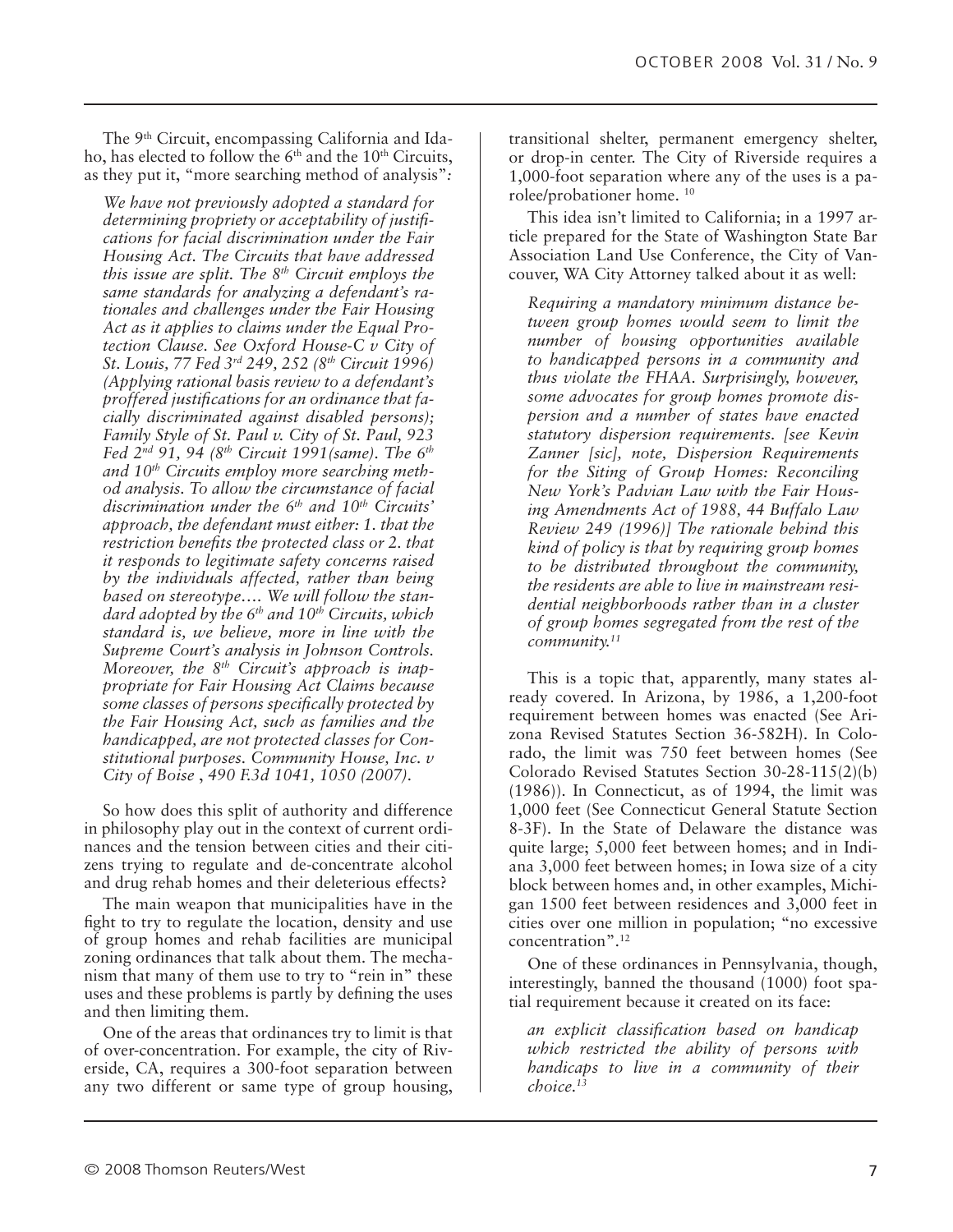The 9th Circuit, encompassing California and Idaho, has elected to follow the 6th and the 10th Circuits, as they put it, "more searching method of analysis":

> *We have not previously adopted a standard for determining propriety or acceptability of justifications for facial discrimination under the Fair Housing Act. The Circuits that have addressed this issue are split. The 8th Circuit employs the same standards for analyzing a defendant's rationales and challenges under the Fair Housing Act as it applies to claims under the Equal Protection Clause. See Oxford House-C v City of St. Louis, 77 Fed 3rd 249, 252 (8th Circuit 1996) (Applying rational basis review to a defendant's proffered justifications for an ordinance that facially discriminated against disabled persons); Family Style of St. Paul v. City of St. Paul, 923 Fed 2nd 91, 94 (8th Circuit 1991(same). The 6th and 10th Circuits employ more searching method analysis. To allow the circumstance of facial discrimination under the 6th and 10th Circuits' approach, the defendant must either: 1. that the restriction benefits the protected class or 2. that it responds to legitimate safety concerns raised by the individuals affected, rather than being based on stereotype…. We will follow the standard adopted by the 6th and 10th Circuits, which standard is, we believe, more in line with the Supreme Court's analysis in Johnson Controls. Moreover, the 8th Circuit's approach is inappropriate for Fair Housing Act Claims because some classes of persons specifically protected by the Fair Housing Act, such as families and the handicapped, are not protected classes for Constitutional purposes. Community House, Inc. v City of Boise , 490 F.3d 1041, 1050 (2007).*

So how does this split of authority and difference in philosophy play out in the context of current ordinances and the tension between cities and their citizens trying to regulate and de-concentrate alcohol and drug rehab homes and their deleterious effects?

The main weapon that municipalities have in the fight to try to regulate the location, density and use of group homes and rehab facilities are municipal zoning ordinances that talk about them. The mechanism that many of them use to try to "rein in" these uses and these problems is partly by defining the uses and then limiting them.

One of the areas that ordinances try to limit is that of over-concentration. For example, the city of Riverside, CA, requires a 300-foot separation between any two different or same type of group housing, transitional shelter, permanent emergency shelter, or drop-in center. The City of Riverside requires a 1,000-foot separation where any of the uses is a parolee/probationer home. [10]

This idea isn't limited to California; in a 1997 article prepared for the State of Washington State Bar Association Land Use Conference, the City of Vancouver, WA City Attorney talked about it as well:

> *Requiring a mandatory minimum distance between group homes would seem to limit the number of housing opportunities available to handicapped persons in a community and thus violate the FHAA. Surprisingly, however, some advocates for group homes promote dispersion and a number of states have enacted statutory dispersion requirements. [see Kevin Zanner [sic], note, Dispersion Requirements for the Siting of Group Homes: Reconciling New York's Padvian Law with the Fair Housing Amendments Act of 1988, 44 Buffalo Law Review 249 (1996)] The rationale behind this kind of policy is that by requiring group homes to be distributed throughout the community, the residents are able to live in mainstream residential neighborhoods rather than in a cluster of group homes segregated from the rest of the community.[11]*

This is a topic that, apparently, many states already covered. In Arizona, by 1986, a 1,200-foot requirement between homes was enacted (See Arizona Revised Statutes Section 36-582H). In Colorado, the limit was 750 feet between homes (See Colorado Revised Statutes Section 30-28-115(2)(b) (1986)). In Connecticut, as of 1994, the limit was 1,000 feet (See Connecticut General Statute Section 8-3F). In the State of Delaware the distance was quite large; 5,000 feet between homes; and in Indiana 3,000 feet between homes; in Iowa size of a city block between homes and, in other examples, Michigan 1500 feet between residences and 3,000 feet in cities over one million in population; "no excessive concentration".[12]

One of these ordinances in Pennsylvania, though, interestingly, banned the thousand (1000) foot spatial requirement because it created on its face:

> *an explicit classification based on handicap which restricted the ability of persons with handicaps to live in a community of their choice.[13]*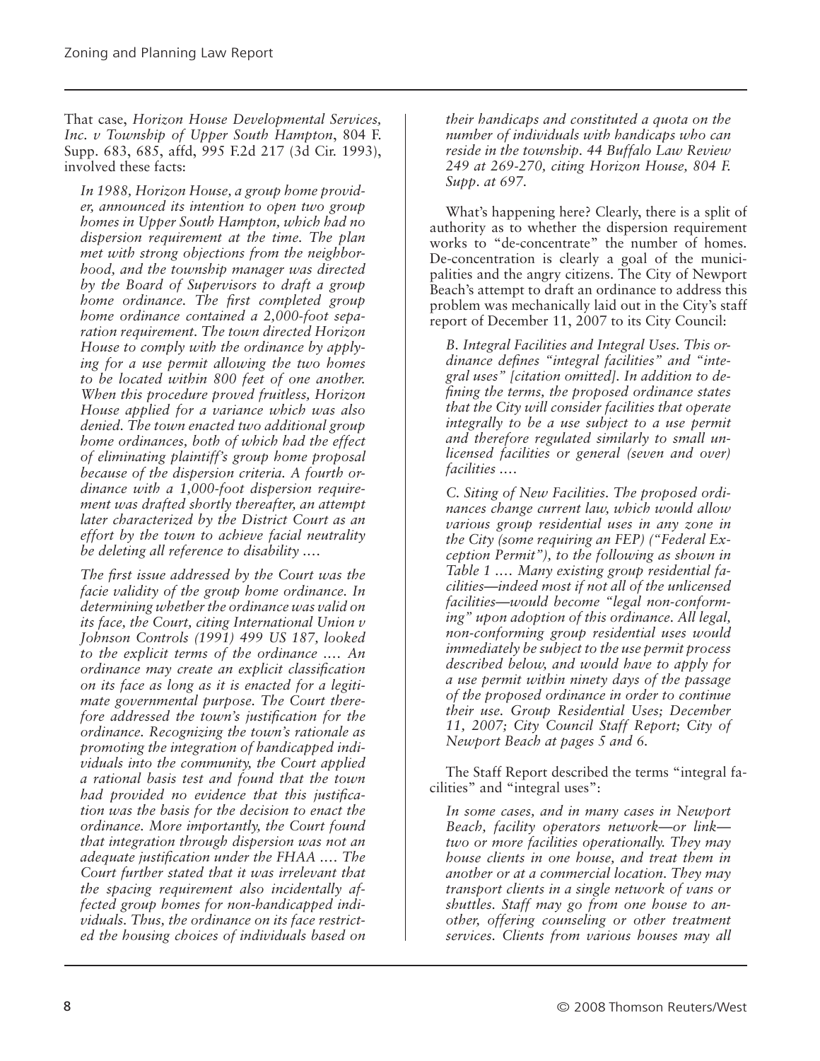That case, *Horizon House Developmental Services, Inc. v Township of Upper South Hampton*, 804 F. Supp. 683, 685, affd, 995 F.2d 217 (3d Cir. 1993), involved these facts:

> *In 1988, Horizon House, a group home provider, announced its intention to open two group homes in Upper South Hampton, which had no dispersion requirement at the time. The plan met with strong objections from the neighborhood, and the township manager was directed by the Board of Supervisors to draft a group home ordinance. The first completed group home ordinance contained a 2,000-foot separation requirement. The town directed Horizon House to comply with the ordinance by applying for a use permit allowing the two homes to be located within 800 feet of one another. When this procedure proved fruitless, Horizon House applied for a variance which was also denied. The town enacted two additional group home ordinances, both of which had the effect of eliminating plaintiff's group home proposal because of the dispersion criteria. A fourth ordinance with a 1,000-foot dispersion requirement was drafted shortly thereafter, an attempt later characterized by the District Court as an effort by the town to achieve facial neutrality be deleting all reference to disability ....*
>
> *The first issue addressed by the Court was the facie validity of the group home ordinance. In determining whether the ordinance was valid on its face, the Court, citing International Union v Johnson Controls (1991) 499 US 187, looked to the explicit terms of the ordinance .... An ordinance may create an explicit classification on its face as long as it is enacted for a legitimate governmental purpose. The Court therefore addressed the town's justification for the ordinance. Recognizing the town's rationale as promoting the integration of handicapped individuals into the community, the Court applied a rational basis test and found that the town had provided no evidence that this justification was the basis for the decision to enact the ordinance. More importantly, the Court found that integration through dispersion was not an adequate justification under the FHAA .... The Court further stated that it was irrelevant that the spacing requirement also incidentally affected group homes for non-handicapped individuals. Thus, the ordinance on its face restricted the housing choices of individuals based on their handicaps and constituted a quota on the number of individuals with handicaps who can reside in the township. 44 Buffalo Law Review 249 at 269-270, citing Horizon House, 804 F. Supp. at 697.*

What's happening here? Clearly, there is a split of authority as to whether the dispersion requirement works to "de-concentrate" the number of homes. De-concentration is clearly a goal of the municipalities and the angry citizens. The City of Newport Beach's attempt to draft an ordinance to address this problem was mechanically laid out in the City's staff report of December 11, 2007 to its City Council:

> *B. Integral Facilities and Integral Uses. This ordinance defines "integral facilities" and "integral uses" [citation omitted]. In addition to defining the terms, the proposed ordinance states that the City will consider facilities that operate integrally to be a use subject to a use permit and therefore regulated similarly to small unlicensed facilities or general (seven and over) facilities ....*
>
> *C. Siting of New Facilities. The proposed ordinances change current law, which would allow various group residential uses in any zone in the City (some requiring an FEP) ("Federal Exception Permit"), to the following as shown in Table 1 .... Many existing group residential facilities—indeed most if not all of the unlicensed facilities—would become "legal non-conforming" upon adoption of this ordinance. All legal, non-conforming group residential uses would immediately be subject to the use permit process described below, and would have to apply for a use permit within ninety days of the passage of the proposed ordinance in order to continue their use. Group Residential Uses; December 11, 2007; City Council Staff Report; City of Newport Beach at pages 5 and 6.*

The Staff Report described the terms "integral facilities" and "integral uses":

> *In some cases, and in many cases in Newport Beach, facility operators network—or link—two or more facilities operationally. They may house clients in one house, and treat them in another or at a commercial location. They may transport clients in a single network of vans or shuttles. Staff may go from one house to another, offering counseling or other treatment services. Clients from various houses may all*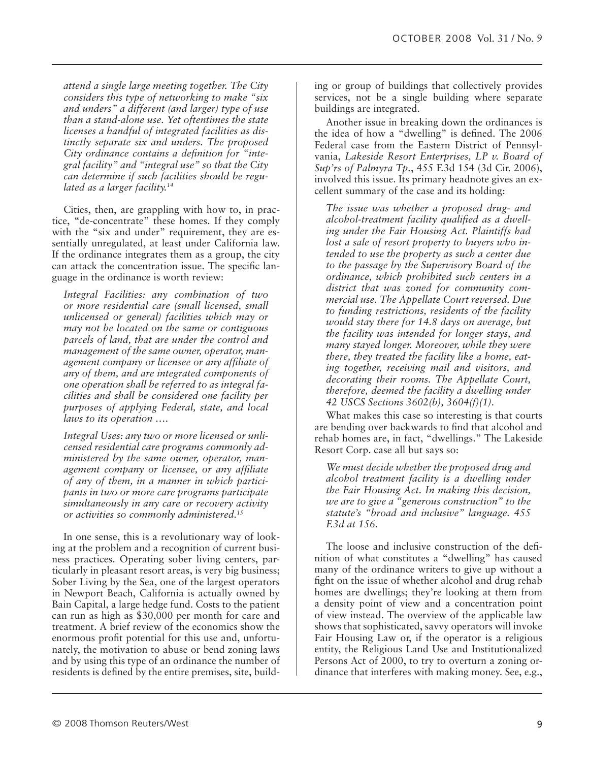*attend a single large meeting together. The City considers this type of networking to make "six and unders" a different (and larger) type of use than a stand-alone use. Yet oftentimes the state licenses a handful of integrated facilities as distinctly separate six and unders. The proposed City ordinance contains a definition for "integral facility" and "integral use" so that the City can determine if such facilities should be regulated as a larger facility.*[14]

Cities, then, are grappling with how to, in practice, "de-concentrate" these homes. If they comply with the "six and under" requirement, they are essentially unregulated, at least under California law. If the ordinance integrates them as a group, the city can attack the concentration issue. The specific language in the ordinance is worth review:

> *Integral Facilities: any combination of two or more residential care (small licensed, small unlicensed or general) facilities which may or may not be located on the same or contiguous parcels of land, that are under the control and management of the same owner, operator, management company or licensee or any affiliate of any of them, and are integrated components of one operation shall be referred to as integral facilities and shall be considered one facility per purposes of applying Federal, state, and local laws to its operation ….*
>
> *Integral Uses: any two or more licensed or unlicensed residential care programs commonly administered by the same owner, operator, management company or licensee, or any affiliate of any of them, in a manner in which participants in two or more care programs participate simultaneously in any care or recovery activity or activities so commonly administered.*[15]

In one sense, this is a revolutionary way of looking at the problem and a recognition of current business practices. Operating sober living centers, particularly in pleasant resort areas, is very big business; Sober Living by the Sea, one of the largest operators in Newport Beach, California is actually owned by Bain Capital, a large hedge fund. Costs to the patient can run as high as $30,000 per month for care and treatment. A brief review of the economics show the enormous profit potential for this use and, unfortunately, the motivation to abuse or bend zoning laws and by using this type of an ordinance the number of residents is defined by the entire premises, site, building or group of buildings that collectively provides services, not be a single building where separate buildings are integrated.

Another issue in breaking down the ordinances is the idea of how a "dwelling" is defined. The 2006 Federal case from the Eastern District of Pennsylvania, *Lakeside Resort Enterprises, LP v. Board of Sup'rs of Palmyra Tp.*, 455 F.3d 154 (3d Cir. 2006), involved this issue. Its primary headnote gives an excellent summary of the case and its holding:

> *The issue was whether a proposed drug- and alcohol-treatment facility qualified as a dwelling under the Fair Housing Act. Plaintiffs had lost a sale of resort property to buyers who intended to use the property as such a center due to the passage by the Supervisory Board of the ordinance, which prohibited such centers in a district that was zoned for community commercial use. The Appellate Court reversed. Due to funding restrictions, residents of the facility would stay there for 14.8 days on average, but the facility was intended for longer stays, and many stayed longer. Moreover, while they were there, they treated the facility like a home, eating together, receiving mail and visitors, and decorating their rooms. The Appellate Court, therefore, deemed the facility a dwelling under 42 USCS Sections 3602(b), 3604(f)(1).*

What makes this case so interesting is that courts are bending over backwards to find that alcohol and rehab homes are, in fact, "dwellings." The Lakeside Resort Corp. case all but says so:

> *We must decide whether the proposed drug and alcohol treatment facility is a dwelling under the Fair Housing Act. In making this decision, we are to give a "generous construction" to the statute's "broad and inclusive" language. 455 F.3d at 156.*

The loose and inclusive construction of the definition of what constitutes a "dwelling" has caused many of the ordinance writers to give up without a fight on the issue of whether alcohol and drug rehab homes are dwellings; they're looking at them from a density point of view and a concentration point of view instead. The overview of the applicable law shows that sophisticated, savvy operators will invoke Fair Housing Law or, if the operator is a religious entity, the Religious Land Use and Institutionalized Persons Act of 2000, to try to overturn a zoning ordinance that interferes with making money. See, e.g.,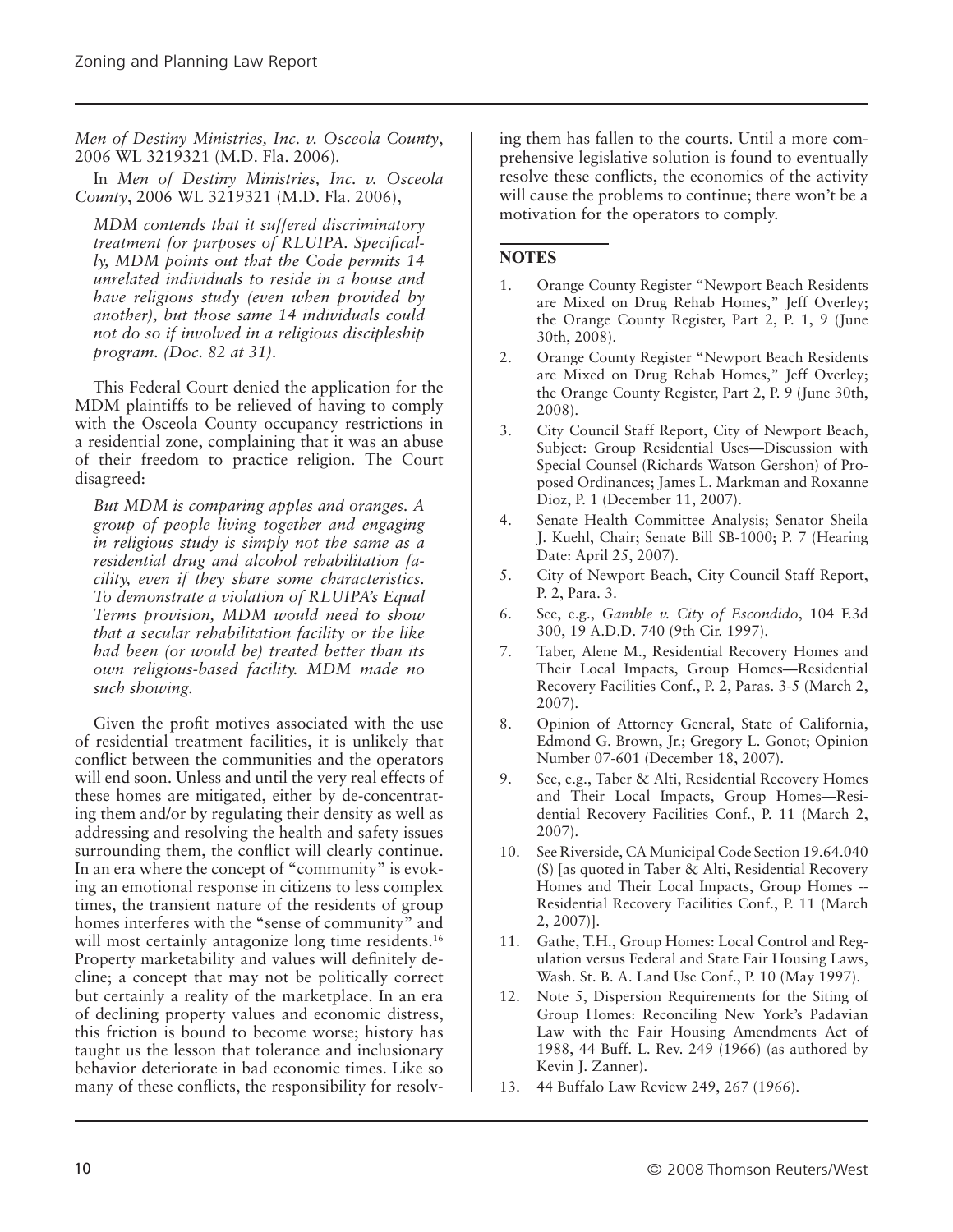*Men of Destiny Ministries, Inc. v. Osceola County*, 2006 WL 3219321 (M.D. Fla. 2006).

In *Men of Destiny Ministries, Inc. v. Osceola County*, 2006 WL 3219321 (M.D. Fla. 2006),

> *MDM contends that it suffered discriminatory treatment for purposes of RLUIPA. Specifically, MDM points out that the Code permits 14 unrelated individuals to reside in a house and have religious study (even when provided by another), but those same 14 individuals could not do so if involved in a religious discipleship program. (Doc. 82 at 31).*

This Federal Court denied the application for the MDM plaintiffs to be relieved of having to comply with the Osceola County occupancy restrictions in a residential zone, complaining that it was an abuse of their freedom to practice religion. The Court disagreed:

> *But MDM is comparing apples and oranges. A group of people living together and engaging in religious study is simply not the same as a residential drug and alcohol rehabilitation facility, even if they share some characteristics. To demonstrate a violation of RLUIPA's Equal Terms provision, MDM would need to show that a secular rehabilitation facility or the like had been (or would be) treated better than its own religious-based facility. MDM made no such showing.*

Given the profit motives associated with the use of residential treatment facilities, it is unlikely that conflict between the communities and the operators will end soon. Unless and until the very real effects of these homes are mitigated, either by de-concentrating them and/or by regulating their density as well as addressing and resolving the health and safety issues surrounding them, the conflict will clearly continue. In an era where the concept of "community" is evoking an emotional response in citizens to less complex times, the transient nature of the residents of group homes interferes with the "sense of community" and will most certainly antagonize long time residents.[16] Property marketability and values will definitely decline; a concept that may not be politically correct but certainly a reality of the marketplace. In an era of declining property values and economic distress, this friction is bound to become worse; history has taught us the lesson that tolerance and inclusionary behavior deteriorate in bad economic times. Like so many of these conflicts, the responsibility for resolving them has fallen to the courts. Until a more comprehensive legislative solution is found to eventually resolve these conflicts, the economics of the activity will cause the problems to continue; there won't be a motivation for the operators to comply.

## NOTES

1. Orange County Register "Newport Beach Residents are Mixed on Drug Rehab Homes," Jeff Overley; the Orange County Register, Part 2, P. 1, 9 (June 30th, 2008).
2. Orange County Register "Newport Beach Residents are Mixed on Drug Rehab Homes," Jeff Overley; the Orange County Register, Part 2, P. 9 (June 30th, 2008).
3. City Council Staff Report, City of Newport Beach, Subject: Group Residential Uses—Discussion with Special Counsel (Richards Watson Gershon) of Proposed Ordinances; James L. Markman and Roxanne Dioz, P. 1 (December 11, 2007).
4. Senate Health Committee Analysis; Senator Sheila J. Kuehl, Chair; Senate Bill SB-1000; P. 7 (Hearing Date: April 25, 2007).
5. City of Newport Beach, City Council Staff Report, P. 2, Para. 3.
6. See, e.g., *Gamble v. City of Escondido*, 104 F.3d 300, 19 A.D.D. 740 (9th Cir. 1997).
7. Taber, Alene M., Residential Recovery Homes and Their Local Impacts, Group Homes—Residential Recovery Facilities Conf., P. 2, Paras. 3-5 (March 2, 2007).
8. Opinion of Attorney General, State of California, Edmond G. Brown, Jr.; Gregory L. Gonot; Opinion Number 07-601 (December 18, 2007).
9. See, e.g., Taber & Alti, Residential Recovery Homes and Their Local Impacts, Group Homes—Residential Recovery Facilities Conf., P. 11 (March 2, 2007).
10. See Riverside, CA Municipal Code Section 19.64.040 (S) [as quoted in Taber & Alti, Residential Recovery Homes and Their Local Impacts, Group Homes -- Residential Recovery Facilities Conf., P. 11 (March 2, 2007)].
11. Gathe, T.H., Group Homes: Local Control and Regulation versus Federal and State Fair Housing Laws, Wash. St. B. A. Land Use Conf., P. 10 (May 1997).
12. Note 5, Dispersion Requirements for the Siting of Group Homes: Reconciling New York's Padavian Law with the Fair Housing Amendments Act of 1988, 44 Buff. L. Rev. 249 (1966) (as authored by Kevin J. Zanner).
13. 44 Buffalo Law Review 249, 267 (1966).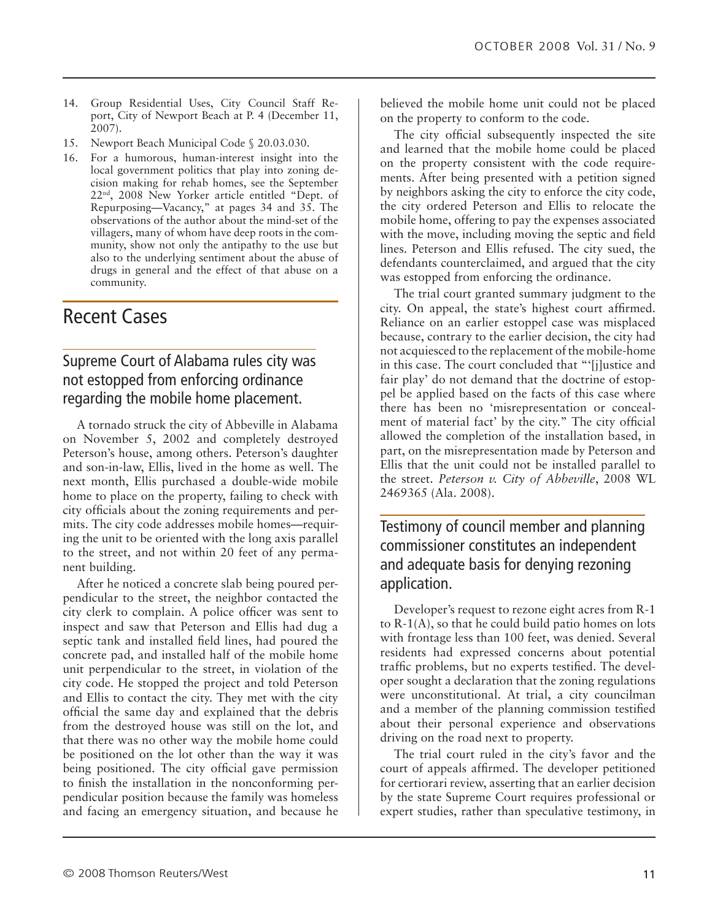14. Group Residential Uses, City Council Staff Report, City of Newport Beach at P. 4 (December 11, 2007).
15. Newport Beach Municipal Code § 20.03.030.
16. For a humorous, human-interest insight into the local government politics that play into zoning decision making for rehab homes, see the September 22nd, 2008 New Yorker article entitled "Dept. of Repurposing—Vacancy," at pages 34 and 35. The observations of the author about the mind-set of the villagers, many of whom have deep roots in the community, show not only the antipathy to the use but also to the underlying sentiment about the abuse of drugs in general and the effect of that abuse on a community.

# Recent Cases

## Supreme Court of Alabama rules city was not estopped from enforcing ordinance regarding the mobile home placement.

A tornado struck the city of Abbeville in Alabama on November 5, 2002 and completely destroyed Peterson's house, among others. Peterson's daughter and son-in-law, Ellis, lived in the home as well. The next month, Ellis purchased a double-wide mobile home to place on the property, failing to check with city officials about the zoning requirements and permits. The city code addresses mobile homes—requiring the unit to be oriented with the long axis parallel to the street, and not within 20 feet of any permanent building.

After he noticed a concrete slab being poured perpendicular to the street, the neighbor contacted the city clerk to complain. A police officer was sent to inspect and saw that Peterson and Ellis had dug a septic tank and installed field lines, had poured the concrete pad, and installed half of the mobile home unit perpendicular to the street, in violation of the city code. He stopped the project and told Peterson and Ellis to contact the city. They met with the city official the same day and explained that the debris from the destroyed house was still on the lot, and that there was no other way the mobile home could be positioned on the lot other than the way it was being positioned. The city official gave permission to finish the installation in the nonconforming perpendicular position because the family was homeless and facing an emergency situation, and because he believed the mobile home unit could not be placed on the property to conform to the code.

The city official subsequently inspected the site and learned that the mobile home could be placed on the property consistent with the code requirements. After being presented with a petition signed by neighbors asking the city to enforce the city code, the city ordered Peterson and Ellis to relocate the mobile home, offering to pay the expenses associated with the move, including moving the septic and field lines. Peterson and Ellis refused. The city sued, the defendants counterclaimed, and argued that the city was estopped from enforcing the ordinance.

The trial court granted summary judgment to the city. On appeal, the state's highest court affirmed. Reliance on an earlier estoppel case was misplaced because, contrary to the earlier decision, the city had not acquiesced to the replacement of the mobile-home in this case. The court concluded that "'[j]ustice and fair play' do not demand that the doctrine of estoppel be applied based on the facts of this case where there has been no 'misrepresentation or concealment of material fact' by the city." The city official allowed the completion of the installation based, in part, on the misrepresentation made by Peterson and Ellis that the unit could not be installed parallel to the street. *Peterson v. City of Abbeville*, 2008 WL 2469365 (Ala. 2008).

## Testimony of council member and planning commissioner constitutes an independent and adequate basis for denying rezoning application.

Developer's request to rezone eight acres from R-1 to R-1(A), so that he could build patio homes on lots with frontage less than 100 feet, was denied. Several residents had expressed concerns about potential traffic problems, but no experts testified. The developer sought a declaration that the zoning regulations were unconstitutional. At trial, a city councilman and a member of the planning commission testified about their personal experience and observations driving on the road next to property.

The trial court ruled in the city's favor and the court of appeals affirmed. The developer petitioned for certiorari review, asserting that an earlier decision by the state Supreme Court requires professional or expert studies, rather than speculative testimony, in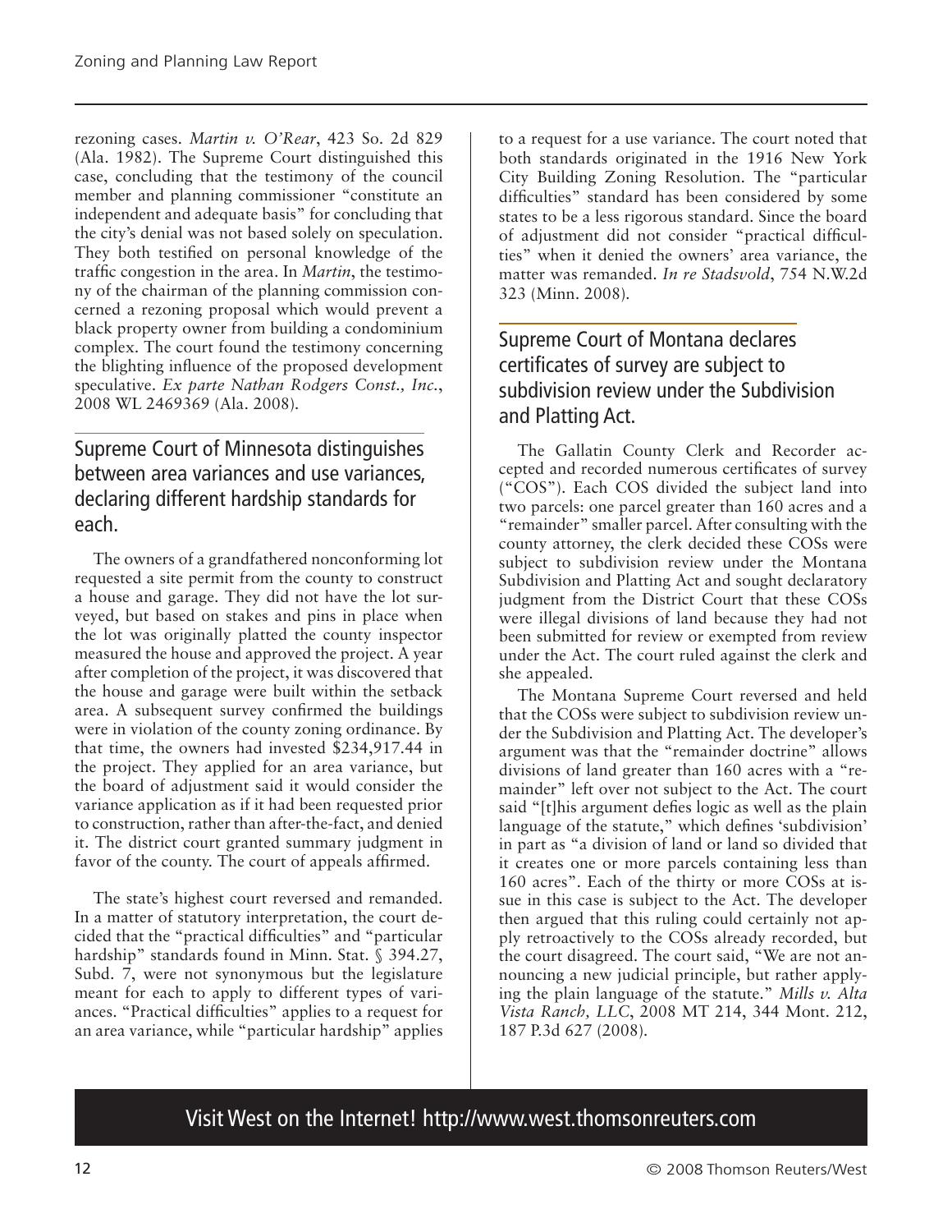rezoning cases. *Martin v. O'Rear*, 423 So. 2d 829 (Ala. 1982). The Supreme Court distinguished this case, concluding that the testimony of the council member and planning commissioner "constitute an independent and adequate basis" for concluding that the city's denial was not based solely on speculation. They both testified on personal knowledge of the traffic congestion in the area. In *Martin*, the testimony of the chairman of the planning commission concerned a rezoning proposal which would prevent a black property owner from building a condominium complex. The court found the testimony concerning the blighting influence of the proposed development speculative. *Ex parte Nathan Rodgers Const., Inc.*, 2008 WL 2469369 (Ala. 2008).

## Supreme Court of Minnesota distinguishes between area variances and use variances, declaring different hardship standards for each.

The owners of a grandfathered nonconforming lot requested a site permit from the county to construct a house and garage. They did not have the lot surveyed, but based on stakes and pins in place when the lot was originally platted the county inspector measured the house and approved the project. A year after completion of the project, it was discovered that the house and garage were built within the setback area. A subsequent survey confirmed the buildings were in violation of the county zoning ordinance. By that time, the owners had invested $234,917.44 in the project. They applied for an area variance, but the board of adjustment said it would consider the variance application as if it had been requested prior to construction, rather than after-the-fact, and denied it. The district court granted summary judgment in favor of the county. The court of appeals affirmed.

The state's highest court reversed and remanded. In a matter of statutory interpretation, the court decided that the "practical difficulties" and "particular hardship" standards found in Minn. Stat. § 394.27, Subd. 7, were not synonymous but the legislature meant for each to apply to different types of variances. "Practical difficulties" applies to a request for an area variance, while "particular hardship" applies to a request for a use variance. The court noted that both standards originated in the 1916 New York City Building Zoning Resolution. The "particular difficulties" standard has been considered by some states to be a less rigorous standard. Since the board of adjustment did not consider "practical difficulties" when it denied the owners' area variance, the matter was remanded. *In re Stadsvold*, 754 N.W.2d 323 (Minn. 2008).

## Supreme Court of Montana declares certificates of survey are subject to subdivision review under the Subdivision and Platting Act.

The Gallatin County Clerk and Recorder accepted and recorded numerous certificates of survey ("COS"). Each COS divided the subject land into two parcels: one parcel greater than 160 acres and a "remainder" smaller parcel. After consulting with the county attorney, the clerk decided these COSs were subject to subdivision review under the Montana Subdivision and Platting Act and sought declaratory judgment from the District Court that these COSs were illegal divisions of land because they had not been submitted for review or exempted from review under the Act. The court ruled against the clerk and she appealed.

The Montana Supreme Court reversed and held that the COSs were subject to subdivision review under the Subdivision and Platting Act. The developer's argument was that the "remainder doctrine" allows divisions of land greater than 160 acres with a "remainder" left over not subject to the Act. The court said "[t]his argument defies logic as well as the plain language of the statute," which defines 'subdivision' in part as "a division of land or land so divided that it creates one or more parcels containing less than 160 acres". Each of the thirty or more COSs at issue in this case is subject to the Act. The developer then argued that this ruling could certainly not apply retroactively to the COSs already recorded, but the court disagreed. The court said, "We are not announcing a new judicial principle, but rather applying the plain language of the statute." *Mills v. Alta Vista Ranch, LLC*, 2008 MT 214, 344 Mont. 212, 187 P.3d 627 (2008).

Visit West on the Internet! http://www.west.thomsonreuters.com

© 2008 Thomson Reuters/West